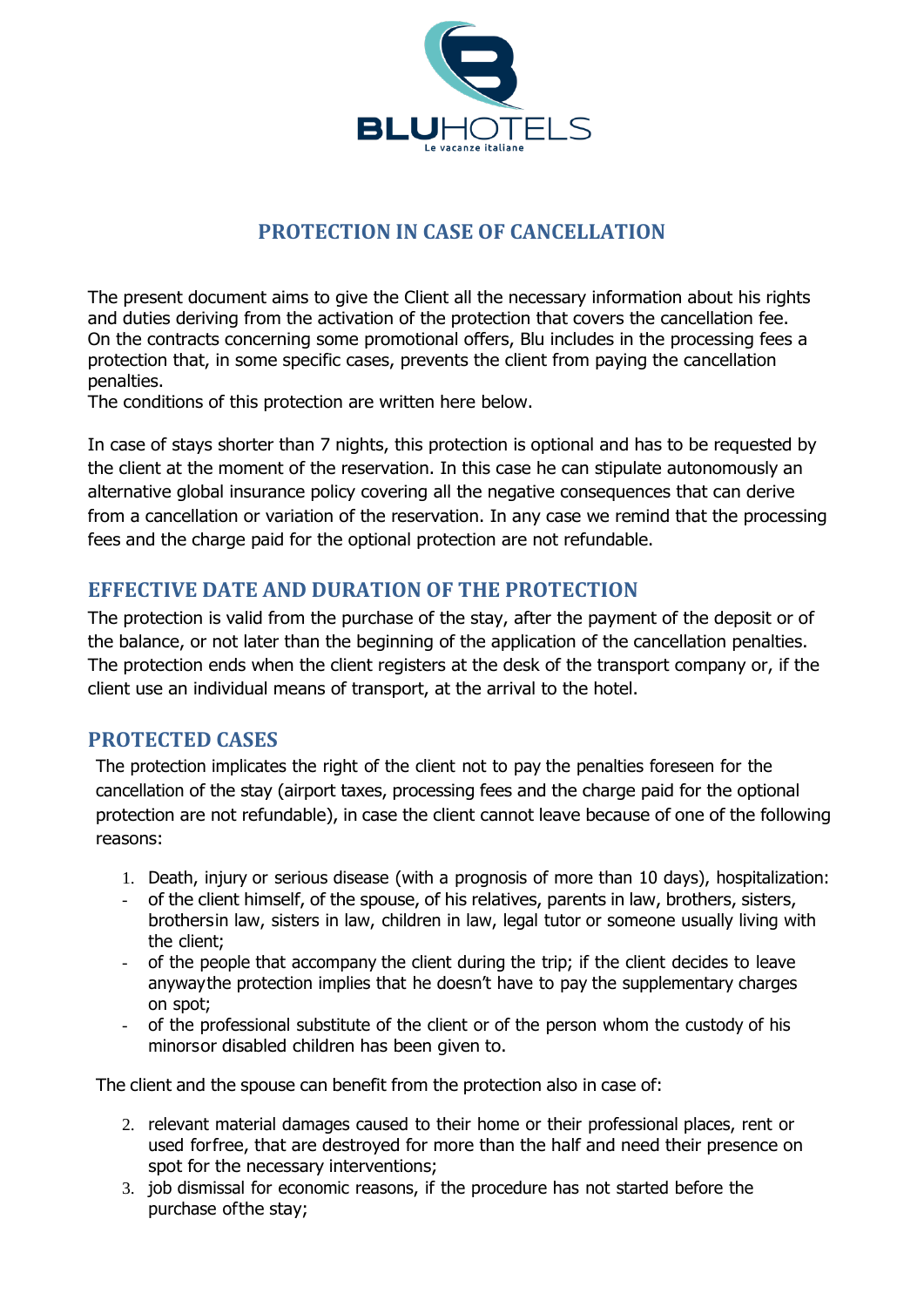BLUHOTELS

Le vacanze italiane

# PROTECTION IN CASE OF CANCELLATION

The present document aims to give the Client all the necessary information about his rights and duties deriving from the activation of the protection that covers the cancellation fee. On the contracts concerning some promotional offers, Blu includes in the processing fees a protection that, in some specific cases, prevents the client from paying the cancellation penalties.
The conditions of this protection are written here below.

In case of stays shorter than 7 nights, this protection is optional and has to be requested by the client at the moment of the reservation. In this case he can stipulate autonomously an alternative global insurance policy covering all the negative consequences that can derive from a cancellation or variation of the reservation. In any case we remind that the processing fees and the charge paid for the optional protection are not refundable.

## EFFECTIVE DATE AND DURATION OF THE PROTECTION

The protection is valid from the purchase of the stay, after the payment of the deposit or of the balance, or not later than the beginning of the application of the cancellation penalties. The protection ends when the client registers at the desk of the transport company or, if the client use an individual means of transport, at the arrival to the hotel.

## PROTECTED CASES

The protection implicates the right of the client not to pay the penalties foreseen for the cancellation of the stay (airport taxes, processing fees and the charge paid for the optional protection are not refundable), in case the client cannot leave because of one of the following reasons:

1. Death, injury or serious disease (with a prognosis of more than 10 days), hospitalization:
- of the client himself, of the spouse, of his relatives, parents in law, brothers, sisters, brothersin law, sisters in law, children in law, legal tutor or someone usually living with the client;
- of the people that accompany the client during the trip; if the client decides to leave anywaythe protection implies that he doesn't have to pay the supplementary charges on spot;
- of the professional substitute of the client or of the person whom the custody of his minorsor disabled children has been given to.

The client and the spouse can benefit from the protection also in case of:

2. relevant material damages caused to their home or their professional places, rent or used forfree, that are destroyed for more than the half and need their presence on spot for the necessary interventions;
3. job dismissal for economic reasons, if the procedure has not started before the purchase ofthe stay;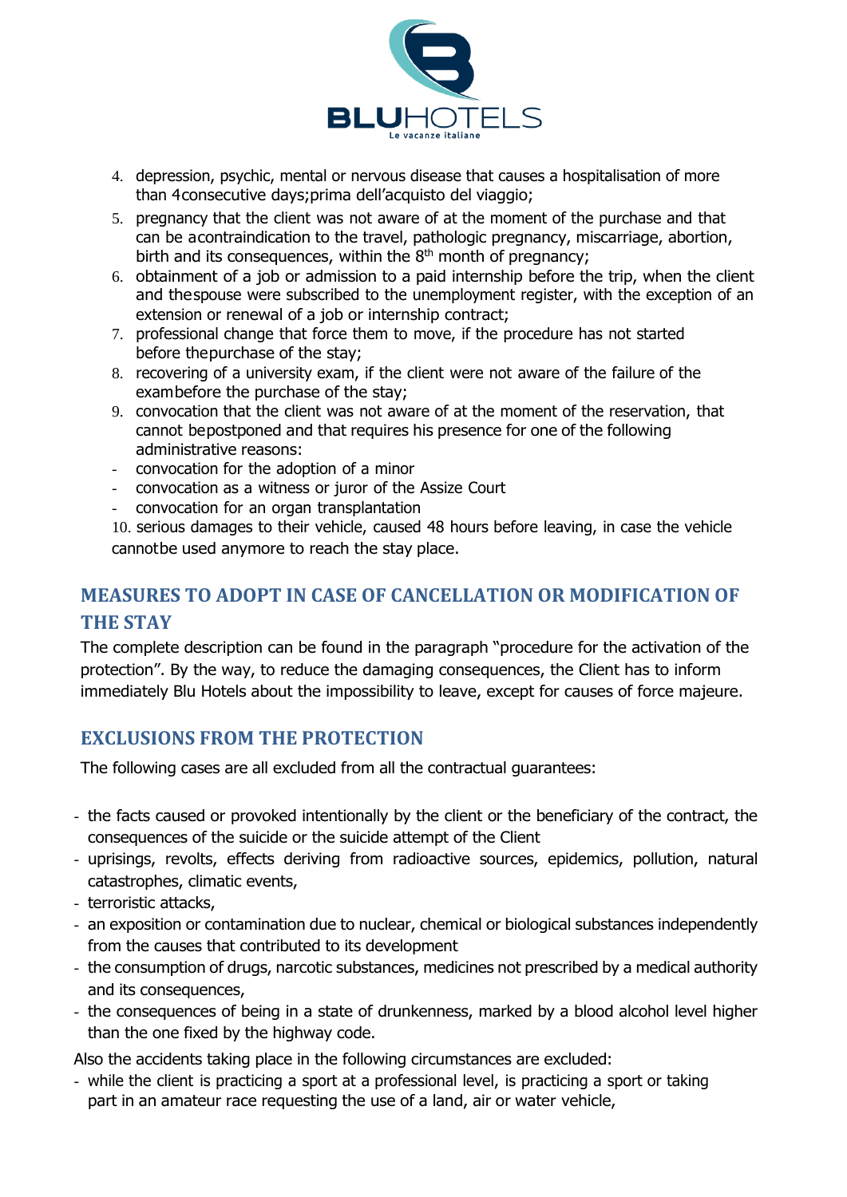4. depression, psychic, mental or nervous disease that causes a hospitalisation of more than 4consecutive days;prima dell'acquisto del viaggio;
5. pregnancy that the client was not aware of at the moment of the purchase and that can be acontraindication to the travel, pathologic pregnancy, miscarriage, abortion, birth and its consequences, within the 8th month of pregnancy;
6. obtainment of a job or admission to a paid internship before the trip, when the client and thespouse were subscribed to the unemployment register, with the exception of an extension or renewal of a job or internship contract;
7. professional change that force them to move, if the procedure has not started before thepurchase of the stay;
8. recovering of a university exam, if the client were not aware of the failure of the exambefore the purchase of the stay;
9. convocation that the client was not aware of at the moment of the reservation, that cannot bepostponed and that requires his presence for one of the following administrative reasons:
   - convocation for the adoption of a minor
   - convocation as a witness or juror of the Assize Court
   - convocation for an organ transplantation
10. serious damages to their vehicle, caused 48 hours before leaving, in case the vehicle cannotbe used anymore to reach the stay place.

## MEASURES TO ADOPT IN CASE OF CANCELLATION OR MODIFICATION OF THE STAY

The complete description can be found in the paragraph "procedure for the activation of the protection". By the way, to reduce the damaging consequences, the Client has to inform immediately Blu Hotels about the impossibility to leave, except for causes of force majeure.

## EXCLUSIONS FROM THE PROTECTION

The following cases are all excluded from all the contractual guarantees:

- the facts caused or provoked intentionally by the client or the beneficiary of the contract, the consequences of the suicide or the suicide attempt of the Client
- uprisings, revolts, effects deriving from radioactive sources, epidemics, pollution, natural catastrophes, climatic events,
- terroristic attacks,
- an exposition or contamination due to nuclear, chemical or biological substances independently from the causes that contributed to its development
- the consumption of drugs, narcotic substances, medicines not prescribed by a medical authority and its consequences,
- the consequences of being in a state of drunkenness, marked by a blood alcohol level higher than the one fixed by the highway code.

Also the accidents taking place in the following circumstances are excluded:

- while the client is practicing a sport at a professional level, is practicing a sport or taking part in an amateur race requesting the use of a land, air or water vehicle,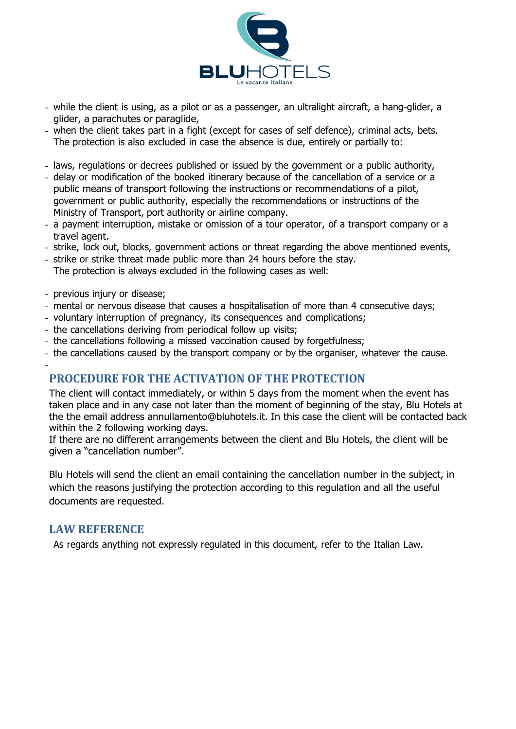- while the client is using, as a pilot or as a passenger, an ultralight aircraft, a hang-glider, a glider, a parachutes or paraglide,
- when the client takes part in a fight (except for cases of self defence), criminal acts, bets.

The protection is also excluded in case the absence is due, entirely or partially to:

- laws, regulations or decrees published or issued by the government or a public authority,
- delay or modification of the booked itinerary because of the cancellation of a service or a public means of transport following the instructions or recommendations of a pilot, government or public authority, especially the recommendations or instructions of the Ministry of Transport, port authority or airline company.
- a payment interruption, mistake or omission of a tour operator, of a transport company or a travel agent.
- strike, lock out, blocks, government actions or threat regarding the above mentioned events,
- strike or strike threat made public more than 24 hours before the stay.

The protection is always excluded in the following cases as well:

- previous injury or disease;
- mental or nervous disease that causes a hospitalisation of more than 4 consecutive days;
- voluntary interruption of pregnancy, its consequences and complications;
- the cancellations deriving from periodical follow up visits;
- the cancellations following a missed vaccination caused by forgetfulness;
- the cancellations caused by the transport company or by the organiser, whatever the cause.

## PROCEDURE FOR THE ACTIVATION OF THE PROTECTION

The client will contact immediately, or within 5 days from the moment when the event has taken place and in any case not later than the moment of beginning of the stay, Blu Hotels at the the email address annullamento@bluhotels.it. In this case the client will be contacted back within the 2 following working days.
If there are no different arrangements between the client and Blu Hotels, the client will be given a "cancellation number".

Blu Hotels will send the client an email containing the cancellation number in the subject, in which the reasons justifying the protection according to this regulation and all the useful documents are requested.

## LAW REFERENCE

As regards anything not expressly regulated in this document, refer to the Italian Law.